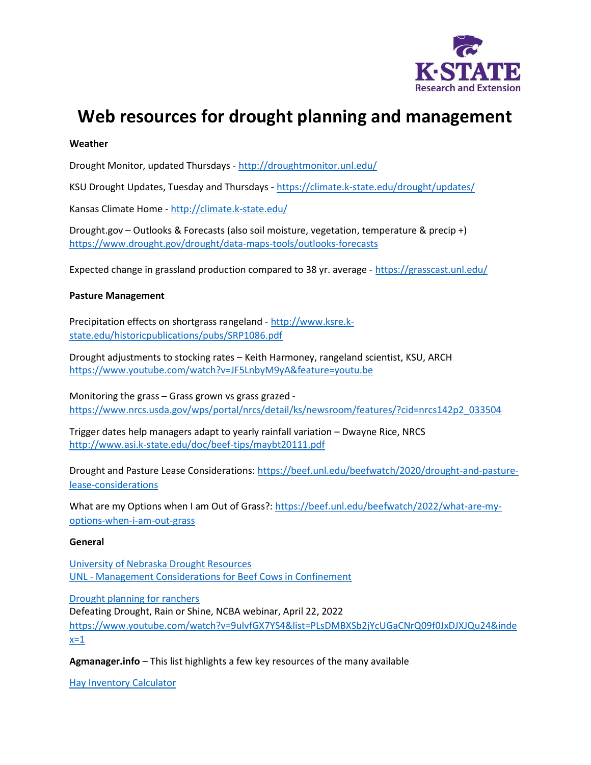# Web resources for drought planning and management

**Weather**

Drought Monitor, updated Thursdays - http://droughtmonitor.unl.edu/

KSU Drought Updates, Tuesday and Thursdays - https://climate.k-state.edu/drought/updates/

Kansas Climate Home - http://climate.k-state.edu/

Drought.gov – Outlooks & Forecasts (also soil moisture, vegetation, temperature & precip +) https://www.drought.gov/drought/data-maps-tools/outlooks-forecasts

Expected change in grassland production compared to 38 yr. average - https://grasscast.unl.edu/

**Pasture Management**

Precipitation effects on shortgrass rangeland - http://www.ksre.k-state.edu/historicpublications/pubs/SRP1086.pdf

Drought adjustments to stocking rates – Keith Harmoney, rangeland scientist, KSU, ARCH https://www.youtube.com/watch?v=JF5LnbyM9yA&feature=youtu.be

Monitoring the grass – Grass grown vs grass grazed - https://www.nrcs.usda.gov/wps/portal/nrcs/detail/ks/newsroom/features/?cid=nrcs142p2_033504

Trigger dates help managers adapt to yearly rainfall variation – Dwayne Rice, NRCS http://www.asi.k-state.edu/doc/beef-tips/maybt20111.pdf

Drought and Pasture Lease Considerations: https://beef.unl.edu/beefwatch/2020/drought-and-pasture-lease-considerations

What are my Options when I am Out of Grass?: https://beef.unl.edu/beefwatch/2022/what-are-my-options-when-i-am-out-grass

**General**

University of Nebraska Drought Resources
UNL - Management Considerations for Beef Cows in Confinement

Drought planning for ranchers
Defeating Drought, Rain or Shine, NCBA webinar, April 22, 2022 https://www.youtube.com/watch?v=9ulvfGX7YS4&list=PLsDMBXSb2jYcUGaCNrQ09f0JxDJXJQu24&index=1

**Agmanager.info** – This list highlights a few key resources of the many available

Hay Inventory Calculator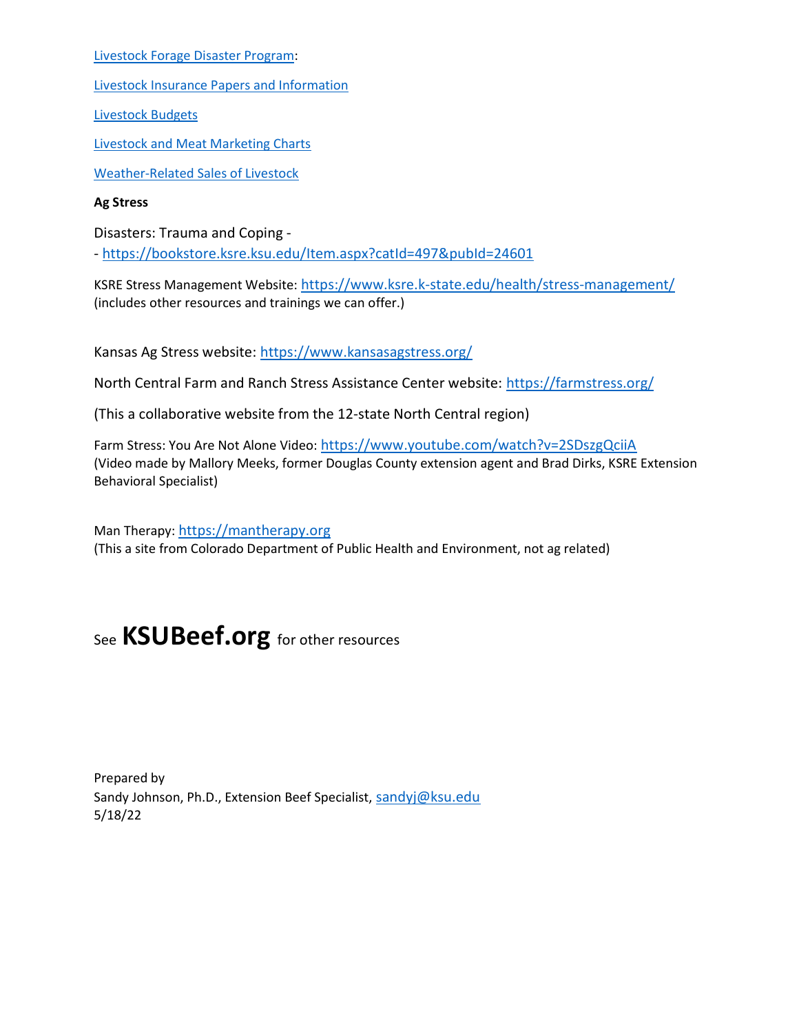Livestock Forage Disaster Program:

Livestock Insurance Papers and Information

Livestock Budgets

Livestock and Meat Marketing Charts

Weather-Related Sales of Livestock

**Ag Stress**

Disasters: Trauma and Coping -
- https://bookstore.ksre.ksu.edu/Item.aspx?catId=497&pubId=24601

KSRE Stress Management Website: https://www.ksre.k-state.edu/health/stress-management/
(includes other resources and trainings we can offer.)

Kansas Ag Stress website: https://www.kansasagstress.org/

North Central Farm and Ranch Stress Assistance Center website: https://farmstress.org/

(This a collaborative website from the 12-state North Central region)

Farm Stress: You Are Not Alone Video: https://www.youtube.com/watch?v=2SDszgQciiA
(Video made by Mallory Meeks, former Douglas County extension agent and Brad Dirks, KSRE Extension Behavioral Specialist)

Man Therapy: https://mantherapy.org
(This a site from Colorado Department of Public Health and Environment, not ag related)

See **KSUBeef.org** for other resources

Prepared by
Sandy Johnson, Ph.D., Extension Beef Specialist, sandyj@ksu.edu
5/18/22